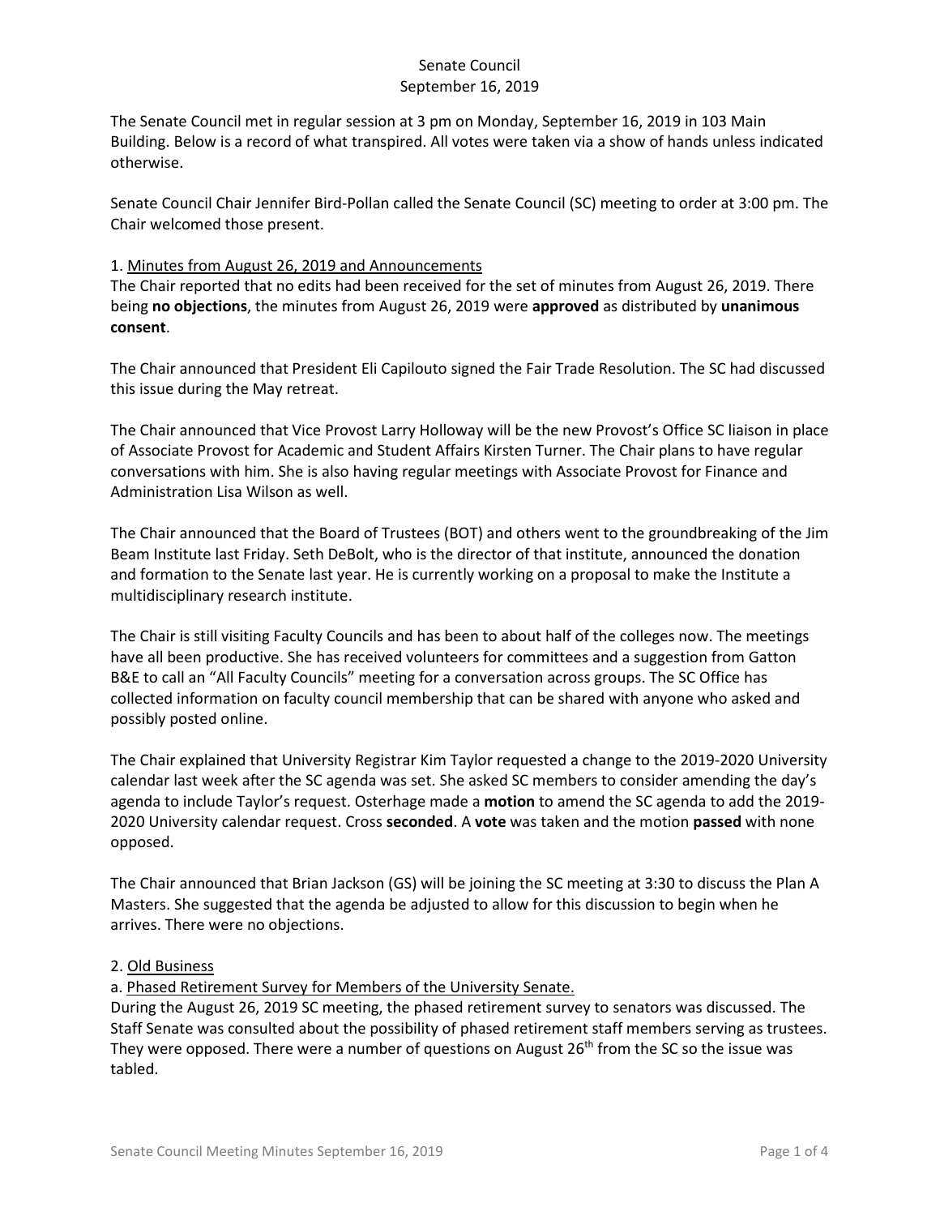# Senate Council
## September 16, 2019

The Senate Council met in regular session at 3 pm on Monday, September 16, 2019 in 103 Main Building. Below is a record of what transpired. All votes were taken via a show of hands unless indicated otherwise.

Senate Council Chair Jennifer Bird-Pollan called the Senate Council (SC) meeting to order at 3:00 pm. The Chair welcomed those present.

### 1. Minutes from August 26, 2019 and Announcements

The Chair reported that no edits had been received for the set of minutes from August 26, 2019. There being **no objections**, the minutes from August 26, 2019 were **approved** as distributed by **unanimous consent**.

The Chair announced that President Eli Capilouto signed the Fair Trade Resolution. The SC had discussed this issue during the May retreat.

The Chair announced that Vice Provost Larry Holloway will be the new Provost's Office SC liaison in place of Associate Provost for Academic and Student Affairs Kirsten Turner. The Chair plans to have regular conversations with him. She is also having regular meetings with Associate Provost for Finance and Administration Lisa Wilson as well.

The Chair announced that the Board of Trustees (BOT) and others went to the groundbreaking of the Jim Beam Institute last Friday. Seth DeBolt, who is the director of that institute, announced the donation and formation to the Senate last year. He is currently working on a proposal to make the Institute a multidisciplinary research institute.

The Chair is still visiting Faculty Councils and has been to about half of the colleges now. The meetings have all been productive. She has received volunteers for committees and a suggestion from Gatton B&E to call an "All Faculty Councils" meeting for a conversation across groups. The SC Office has collected information on faculty council membership that can be shared with anyone who asked and possibly posted online.

The Chair explained that University Registrar Kim Taylor requested a change to the 2019-2020 University calendar last week after the SC agenda was set. She asked SC members to consider amending the day's agenda to include Taylor's request. Osterhage made a **motion** to amend the SC agenda to add the 2019-2020 University calendar request. Cross **seconded**. A **vote** was taken and the motion **passed** with none opposed.

The Chair announced that Brian Jackson (GS) will be joining the SC meeting at 3:30 to discuss the Plan A Masters. She suggested that the agenda be adjusted to allow for this discussion to begin when he arrives. There were no objections.

### 2. Old Business

#### a. Phased Retirement Survey for Members of the University Senate.

During the August 26, 2019 SC meeting, the phased retirement survey to senators was discussed. The Staff Senate was consulted about the possibility of phased retirement staff members serving as trustees. They were opposed. There were a number of questions on August 26th from the SC so the issue was tabled.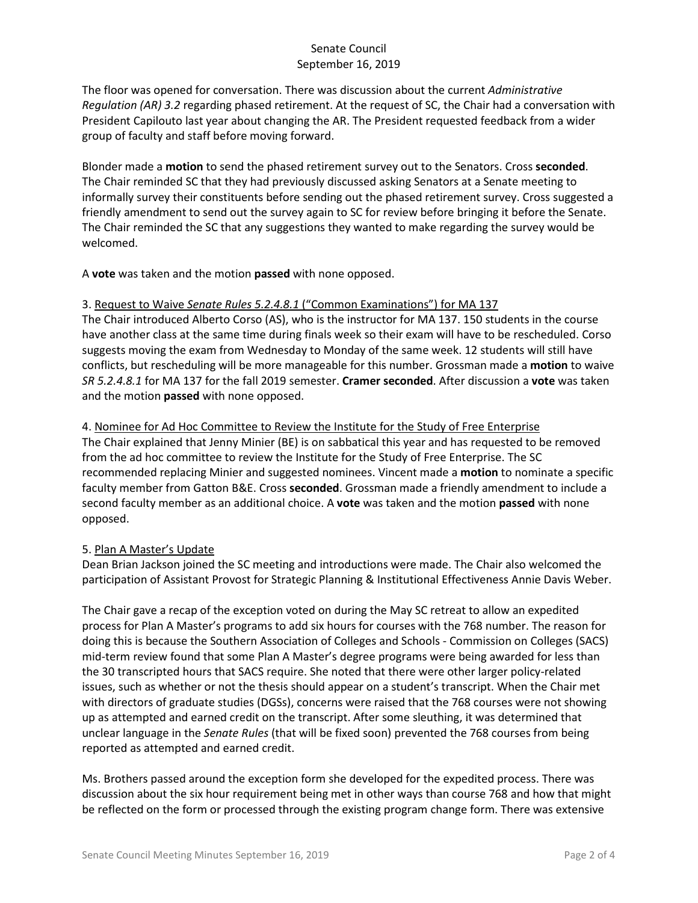The floor was opened for conversation. There was discussion about the current *Administrative Regulation (AR) 3.2* regarding phased retirement. At the request of SC, the Chair had a conversation with President Capilouto last year about changing the AR. The President requested feedback from a wider group of faculty and staff before moving forward.

Blonder made a **motion** to send the phased retirement survey out to the Senators. Cross **seconded**. The Chair reminded SC that they had previously discussed asking Senators at a Senate meeting to informally survey their constituents before sending out the phased retirement survey. Cross suggested a friendly amendment to send out the survey again to SC for review before bringing it before the Senate. The Chair reminded the SC that any suggestions they wanted to make regarding the survey would be welcomed.

A **vote** was taken and the motion **passed** with none opposed.

3. Request to Waive *Senate Rules 5.2.4.8.1* ("Common Examinations") for MA 137

The Chair introduced Alberto Corso (AS), who is the instructor for MA 137. 150 students in the course have another class at the same time during finals week so their exam will have to be rescheduled. Corso suggests moving the exam from Wednesday to Monday of the same week. 12 students will still have conflicts, but rescheduling will be more manageable for this number. Grossman made a **motion** to waive *SR 5.2.4.8.1* for MA 137 for the fall 2019 semester. **Cramer seconded**. After discussion a **vote** was taken and the motion **passed** with none opposed.

4. Nominee for Ad Hoc Committee to Review the Institute for the Study of Free Enterprise

The Chair explained that Jenny Minier (BE) is on sabbatical this year and has requested to be removed from the ad hoc committee to review the Institute for the Study of Free Enterprise. The SC recommended replacing Minier and suggested nominees. Vincent made a **motion** to nominate a specific faculty member from Gatton B&E. Cross **seconded**. Grossman made a friendly amendment to include a second faculty member as an additional choice. A **vote** was taken and the motion **passed** with none opposed.

5. Plan A Master's Update

Dean Brian Jackson joined the SC meeting and introductions were made. The Chair also welcomed the participation of Assistant Provost for Strategic Planning & Institutional Effectiveness Annie Davis Weber.

The Chair gave a recap of the exception voted on during the May SC retreat to allow an expedited process for Plan A Master's programs to add six hours for courses with the 768 number. The reason for doing this is because the Southern Association of Colleges and Schools - Commission on Colleges (SACS) mid-term review found that some Plan A Master's degree programs were being awarded for less than the 30 transcripted hours that SACS require. She noted that there were other larger policy-related issues, such as whether or not the thesis should appear on a student's transcript. When the Chair met with directors of graduate studies (DGSs), concerns were raised that the 768 courses were not showing up as attempted and earned credit on the transcript. After some sleuthing, it was determined that unclear language in the *Senate Rules* (that will be fixed soon) prevented the 768 courses from being reported as attempted and earned credit.

Ms. Brothers passed around the exception form she developed for the expedited process. There was discussion about the six hour requirement being met in other ways than course 768 and how that might be reflected on the form or processed through the existing program change form. There was extensive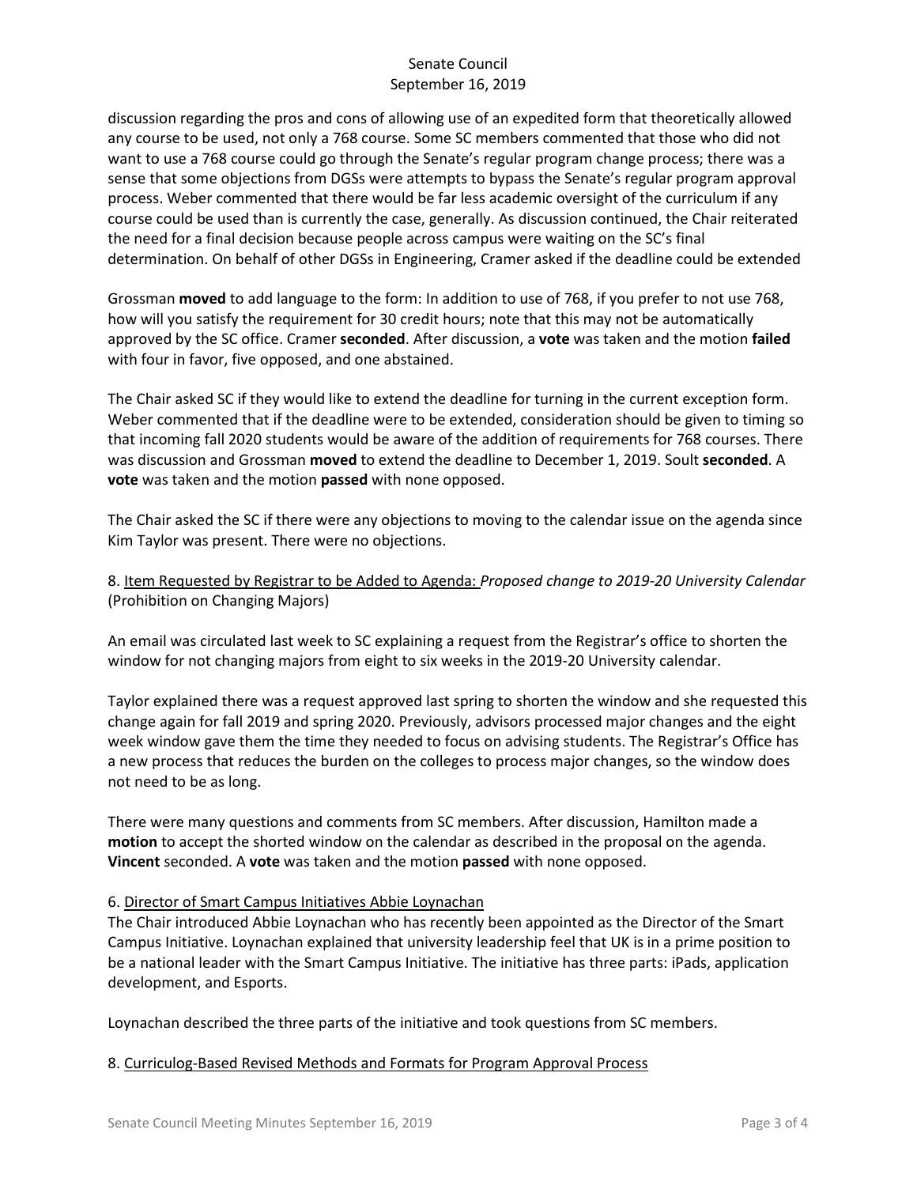discussion regarding the pros and cons of allowing use of an expedited form that theoretically allowed any course to be used, not only a 768 course. Some SC members commented that those who did not want to use a 768 course could go through the Senate's regular program change process; there was a sense that some objections from DGSs were attempts to bypass the Senate's regular program approval process. Weber commented that there would be far less academic oversight of the curriculum if any course could be used than is currently the case, generally. As discussion continued, the Chair reiterated the need for a final decision because people across campus were waiting on the SC's final determination. On behalf of other DGSs in Engineering, Cramer asked if the deadline could be extended

Grossman **moved** to add language to the form: In addition to use of 768, if you prefer to not use 768, how will you satisfy the requirement for 30 credit hours; note that this may not be automatically approved by the SC office. Cramer **seconded**. After discussion, a **vote** was taken and the motion **failed** with four in favor, five opposed, and one abstained.

The Chair asked SC if they would like to extend the deadline for turning in the current exception form. Weber commented that if the deadline were to be extended, consideration should be given to timing so that incoming fall 2020 students would be aware of the addition of requirements for 768 courses. There was discussion and Grossman **moved** to extend the deadline to December 1, 2019. Soult **seconded**. A **vote** was taken and the motion **passed** with none opposed.

The Chair asked the SC if there were any objections to moving to the calendar issue on the agenda since Kim Taylor was present. There were no objections.

8. Item Requested by Registrar to be Added to Agenda: *Proposed change to 2019-20 University Calendar* (Prohibition on Changing Majors)

An email was circulated last week to SC explaining a request from the Registrar's office to shorten the window for not changing majors from eight to six weeks in the 2019-20 University calendar.

Taylor explained there was a request approved last spring to shorten the window and she requested this change again for fall 2019 and spring 2020. Previously, advisors processed major changes and the eight week window gave them the time they needed to focus on advising students. The Registrar's Office has a new process that reduces the burden on the colleges to process major changes, so the window does not need to be as long.

There were many questions and comments from SC members. After discussion, Hamilton made a **motion** to accept the shorted window on the calendar as described in the proposal on the agenda. **Vincent** seconded. A **vote** was taken and the motion **passed** with none opposed.

6. Director of Smart Campus Initiatives Abbie Loynachan

The Chair introduced Abbie Loynachan who has recently been appointed as the Director of the Smart Campus Initiative. Loynachan explained that university leadership feel that UK is in a prime position to be a national leader with the Smart Campus Initiative. The initiative has three parts: iPads, application development, and Esports.

Loynachan described the three parts of the initiative and took questions from SC members.

8. Curriculog-Based Revised Methods and Formats for Program Approval Process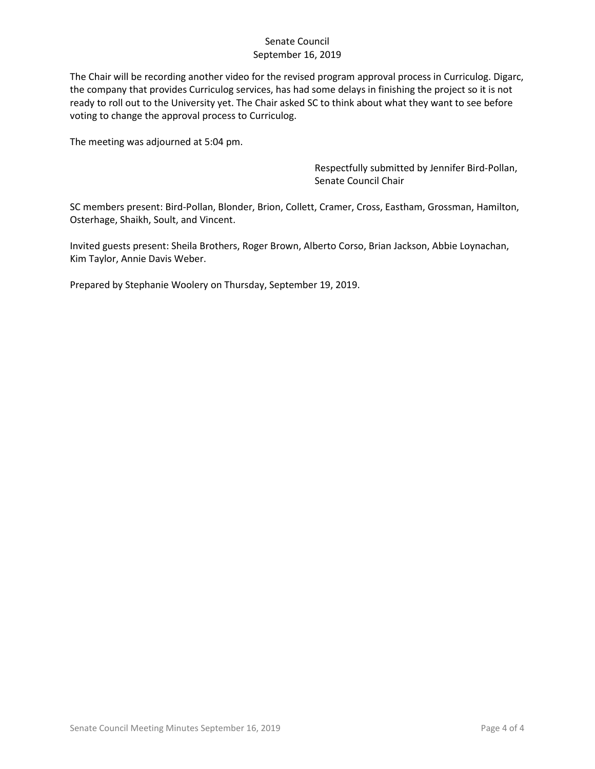The Chair will be recording another video for the revised program approval process in Curriculog. Digarc, the company that provides Curriculog services, has had some delays in finishing the project so it is not ready to roll out to the University yet. The Chair asked SC to think about what they want to see before voting to change the approval process to Curriculog.

The meeting was adjourned at 5:04 pm.

Respectfully submitted by Jennifer Bird-Pollan,
Senate Council Chair

SC members present: Bird-Pollan, Blonder, Brion, Collett, Cramer, Cross, Eastham, Grossman, Hamilton, Osterhage, Shaikh, Soult, and Vincent.

Invited guests present: Sheila Brothers, Roger Brown, Alberto Corso, Brian Jackson, Abbie Loynachan, Kim Taylor, Annie Davis Weber.

Prepared by Stephanie Woolery on Thursday, September 19, 2019.